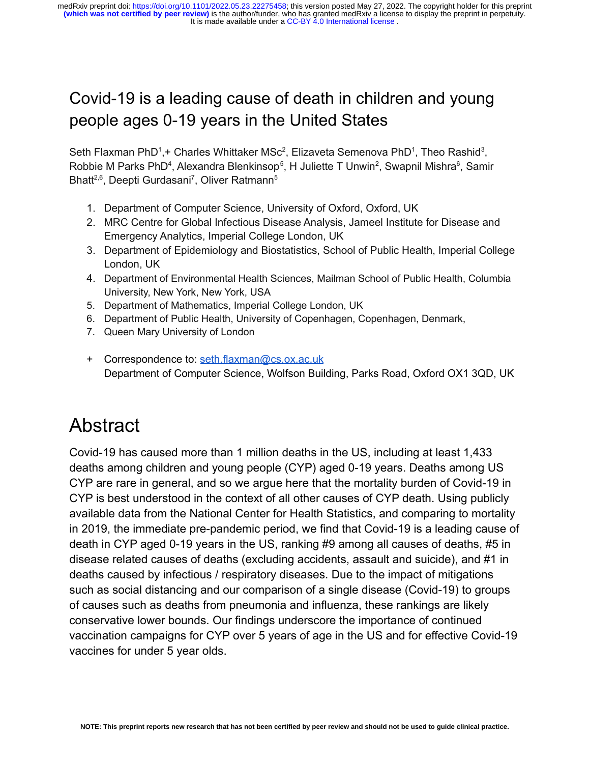# Covid-19 is a leading cause of death in children and young people ages 0-19 years in the United States

Seth Flaxman PhD[1],+ Charles Whittaker MSc[2], Elizaveta Semenova PhD[1], Theo Rashid[3], Robbie M Parks PhD[4], Alexandra Blenkinsop[5], H Juliette T Unwin[2], Swapnil Mishra[6], Samir Bhatt[2,6], Deepti Gurdasani[7], Oliver Ratmann[5]

1. Department of Computer Science, University of Oxford, Oxford, UK
2. MRC Centre for Global Infectious Disease Analysis, Jameel Institute for Disease and Emergency Analytics, Imperial College London, UK
3. Department of Epidemiology and Biostatistics, School of Public Health, Imperial College London, UK
4. Department of Environmental Health Sciences, Mailman School of Public Health, Columbia University, New York, New York, USA
5. Department of Mathematics, Imperial College London, UK
6. Department of Public Health, University of Copenhagen, Copenhagen, Denmark,
7. Queen Mary University of London

+ Correspondence to: seth.flaxman@cs.ox.ac.uk
  Department of Computer Science, Wolfson Building, Parks Road, Oxford OX1 3QD, UK

# Abstract

Covid-19 has caused more than 1 million deaths in the US, including at least 1,433 deaths among children and young people (CYP) aged 0-19 years. Deaths among US CYP are rare in general, and so we argue here that the mortality burden of Covid-19 in CYP is best understood in the context of all other causes of CYP death. Using publicly available data from the National Center for Health Statistics, and comparing to mortality in 2019, the immediate pre-pandemic period, we find that Covid-19 is a leading cause of death in CYP aged 0-19 years in the US, ranking #9 among all causes of deaths, #5 in disease related causes of deaths (excluding accidents, assault and suicide), and #1 in deaths caused by infectious / respiratory diseases. Due to the impact of mitigations such as social distancing and our comparison of a single disease (Covid-19) to groups of causes such as deaths from pneumonia and influenza, these rankings are likely conservative lower bounds. Our findings underscore the importance of continued vaccination campaigns for CYP over 5 years of age in the US and for effective Covid-19 vaccines for under 5 year olds.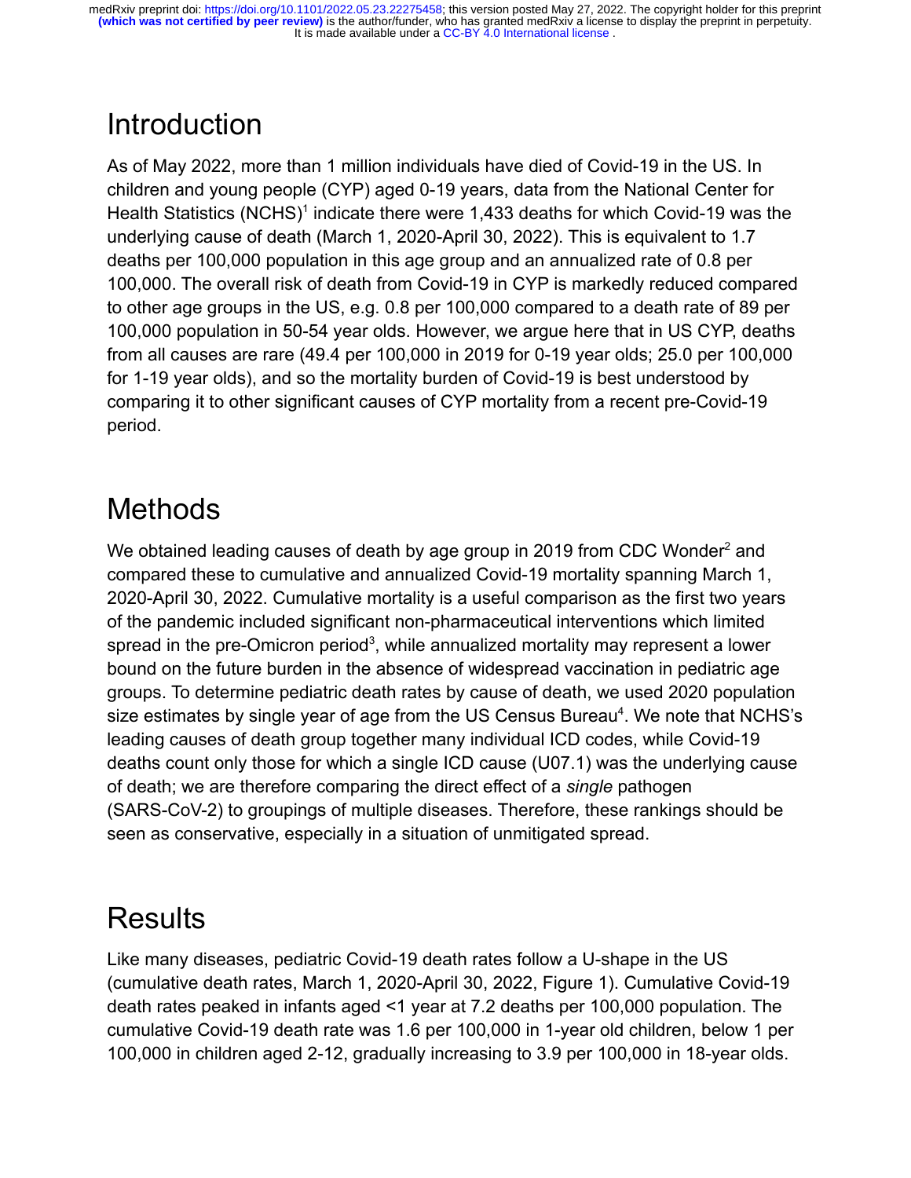# Introduction

As of May 2022, more than 1 million individuals have died of Covid-19 in the US. In children and young people (CYP) aged 0-19 years, data from the National Center for Health Statistics (NCHS)[1] indicate there were 1,433 deaths for which Covid-19 was the underlying cause of death (March 1, 2020-April 30, 2022). This is equivalent to 1.7 deaths per 100,000 population in this age group and an annualized rate of 0.8 per 100,000. The overall risk of death from Covid-19 in CYP is markedly reduced compared to other age groups in the US, e.g. 0.8 per 100,000 compared to a death rate of 89 per 100,000 population in 50-54 year olds. However, we argue here that in US CYP, deaths from all causes are rare (49.4 per 100,000 in 2019 for 0-19 year olds; 25.0 per 100,000 for 1-19 year olds), and so the mortality burden of Covid-19 is best understood by comparing it to other significant causes of CYP mortality from a recent pre-Covid-19 period.

# Methods

We obtained leading causes of death by age group in 2019 from CDC Wonder[2] and compared these to cumulative and annualized Covid-19 mortality spanning March 1, 2020-April 30, 2022. Cumulative mortality is a useful comparison as the first two years of the pandemic included significant non-pharmaceutical interventions which limited spread in the pre-Omicron period[3], while annualized mortality may represent a lower bound on the future burden in the absence of widespread vaccination in pediatric age groups. To determine pediatric death rates by cause of death, we used 2020 population size estimates by single year of age from the US Census Bureau[4]. We note that NCHS's leading causes of death group together many individual ICD codes, while Covid-19 deaths count only those for which a single ICD cause (U07.1) was the underlying cause of death; we are therefore comparing the direct effect of a *single* pathogen (SARS-CoV-2) to groupings of multiple diseases. Therefore, these rankings should be seen as conservative, especially in a situation of unmitigated spread.

# Results

Like many diseases, pediatric Covid-19 death rates follow a U-shape in the US (cumulative death rates, March 1, 2020-April 30, 2022, Figure 1). Cumulative Covid-19 death rates peaked in infants aged <1 year at 7.2 deaths per 100,000 population. The cumulative Covid-19 death rate was 1.6 per 100,000 in 1-year old children, below 1 per 100,000 in children aged 2-12, gradually increasing to 3.9 per 100,000 in 18-year olds.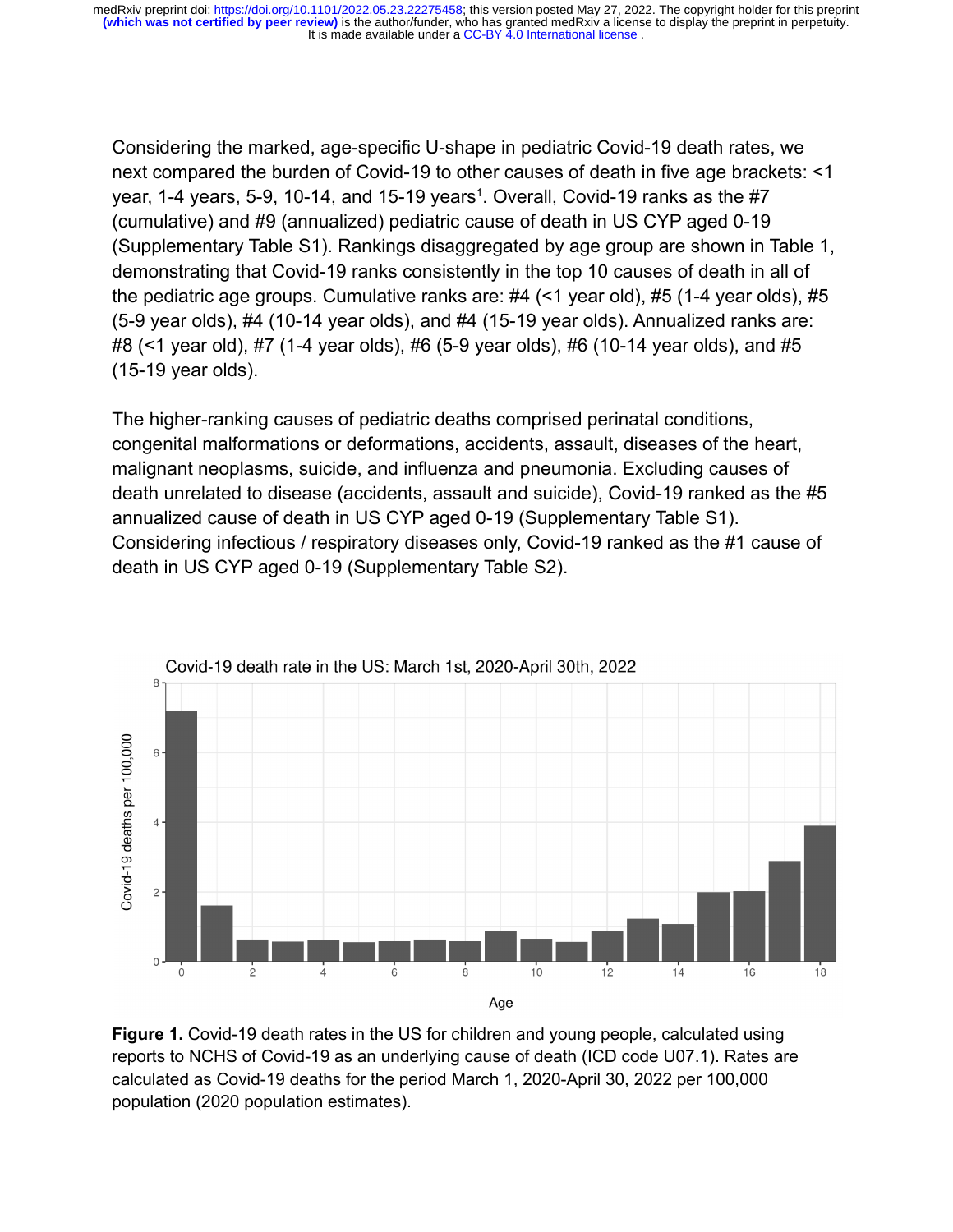Considering the marked, age-specific U-shape in pediatric Covid-19 death rates, we next compared the burden of Covid-19 to other causes of death in five age brackets: <1 year, 1-4 years, 5-9, 10-14, and 15-19 years[1]. Overall, Covid-19 ranks as the #7 (cumulative) and #9 (annualized) pediatric cause of death in US CYP aged 0-19 (Supplementary Table S1). Rankings disaggregated by age group are shown in Table 1, demonstrating that Covid-19 ranks consistently in the top 10 causes of death in all of the pediatric age groups. Cumulative ranks are: #4 (<1 year old), #5 (1-4 year olds), #5 (5-9 year olds), #4 (10-14 year olds), and #4 (15-19 year olds). Annualized ranks are: #8 (<1 year old), #7 (1-4 year olds), #6 (5-9 year olds), #6 (10-14 year olds), and #5 (15-19 year olds).

The higher-ranking causes of pediatric deaths comprised perinatal conditions, congenital malformations or deformations, accidents, assault, diseases of the heart, malignant neoplasms, suicide, and influenza and pneumonia. Excluding causes of death unrelated to disease (accidents, assault and suicide), Covid-19 ranked as the #5 annualized cause of death in US CYP aged 0-19 (Supplementary Table S1). Considering infectious / respiratory diseases only, Covid-19 ranked as the #1 cause of death in US CYP aged 0-19 (Supplementary Table S2).

**Figure 1.** Covid-19 death rates in the US for children and young people, calculated using reports to NCHS of Covid-19 as an underlying cause of death (ICD code U07.1). Rates are calculated as Covid-19 deaths for the period March 1, 2020-April 30, 2022 per 100,000 population (2020 population estimates).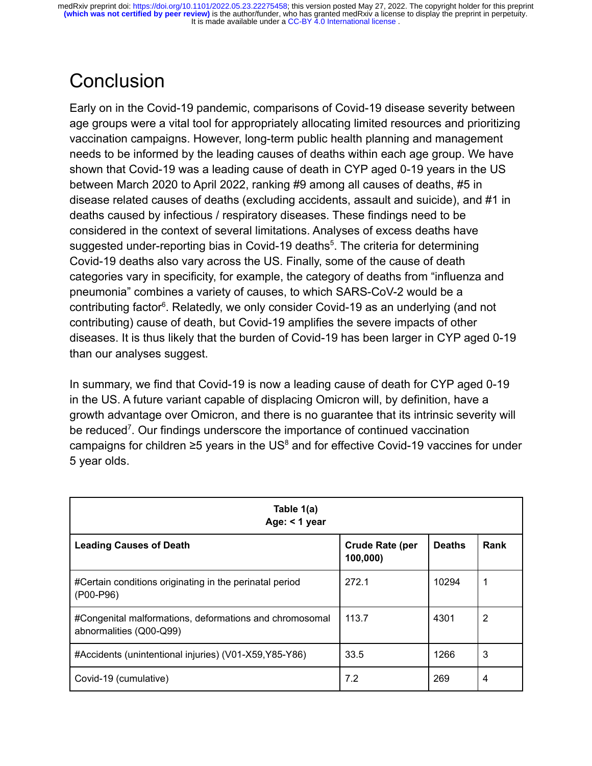# Conclusion

Early on in the Covid-19 pandemic, comparisons of Covid-19 disease severity between age groups were a vital tool for appropriately allocating limited resources and prioritizing vaccination campaigns. However, long-term public health planning and management needs to be informed by the leading causes of deaths within each age group. We have shown that Covid-19 was a leading cause of death in CYP aged 0-19 years in the US between March 2020 to April 2022, ranking #9 among all causes of deaths, #5 in disease related causes of deaths (excluding accidents, assault and suicide), and #1 in deaths caused by infectious / respiratory diseases. These findings need to be considered in the context of several limitations. Analyses of excess deaths have suggested under-reporting bias in Covid-19 deaths[5]. The criteria for determining Covid-19 deaths also vary across the US. Finally, some of the cause of death categories vary in specificity, for example, the category of deaths from "influenza and pneumonia" combines a variety of causes, to which SARS-CoV-2 would be a contributing factor[6]. Relatedly, we only consider Covid-19 as an underlying (and not contributing) cause of death, but Covid-19 amplifies the severe impacts of other diseases. It is thus likely that the burden of Covid-19 has been larger in CYP aged 0-19 than our analyses suggest.

In summary, we find that Covid-19 is now a leading cause of death for CYP aged 0-19 in the US. A future variant capable of displacing Omicron will, by definition, have a growth advantage over Omicron, and there is no guarantee that its intrinsic severity will be reduced[7]. Our findings underscore the importance of continued vaccination campaigns for children ≥5 years in the US[8] and for effective Covid-19 vaccines for under 5 year olds.

**Table 1(a)**
**Age: < 1 year**

| Leading Causes of Death | Crude Rate (per 100,000) | Deaths | Rank |
|---|---|---|---|
| #Certain conditions originating in the perinatal period (P00-P96) | 272.1 | 10294 | 1 |
| #Congenital malformations, deformations and chromosomal abnormalities (Q00-Q99) | 113.7 | 4301 | 2 |
| #Accidents (unintentional injuries) (V01-X59,Y85-Y86) | 33.5 | 1266 | 3 |
| Covid-19 (cumulative) | 7.2 | 269 | 4 |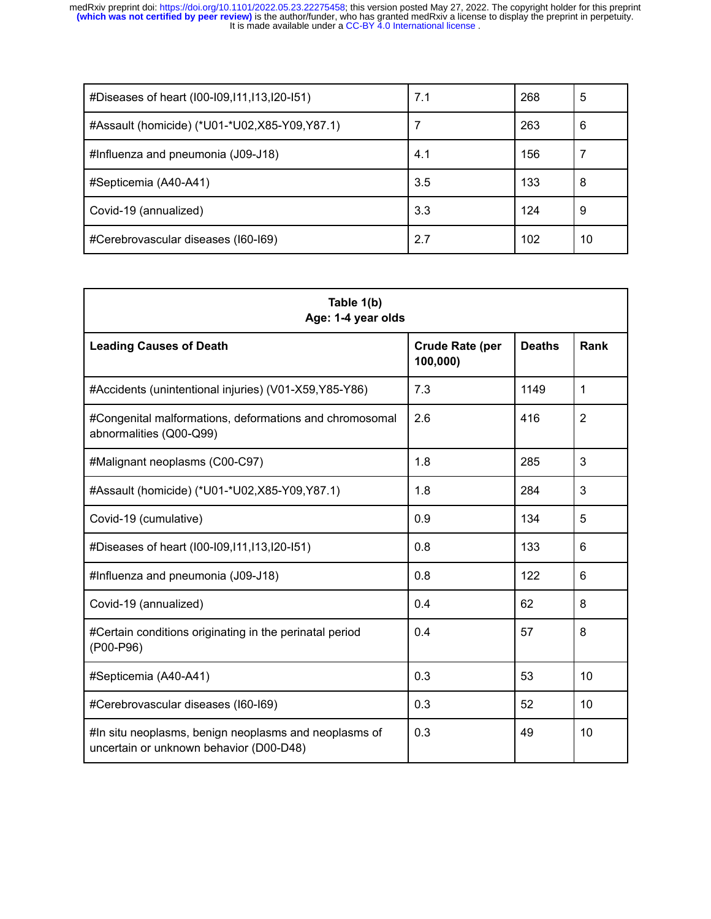| #Diseases of heart (I00-I09,I11,I13,I20-I51) | 7.1 | 268 | 5 |
|---|---|---|---|
| #Assault (homicide) (*U01-*U02,X85-Y09,Y87.1) | 7 | 263 | 6 |
| #Influenza and pneumonia (J09-J18) | 4.1 | 156 | 7 |
| #Septicemia (A40-A41) | 3.5 | 133 | 8 |
| Covid-19 (annualized) | 3.3 | 124 | 9 |
| #Cerebrovascular diseases (I60-I69) | 2.7 | 102 | 10 |

**Table 1(b)**
**Age: 1-4 year olds**

| **Leading Causes of Death** | **Crude Rate (per 100,000)** | **Deaths** | **Rank** |
|---|---|---|---|
| #Accidents (unintentional injuries) (V01-X59,Y85-Y86) | 7.3 | 1149 | 1 |
| #Congenital malformations, deformations and chromosomal abnormalities (Q00-Q99) | 2.6 | 416 | 2 |
| #Malignant neoplasms (C00-C97) | 1.8 | 285 | 3 |
| #Assault (homicide) (*U01-*U02,X85-Y09,Y87.1) | 1.8 | 284 | 3 |
| Covid-19 (cumulative) | 0.9 | 134 | 5 |
| #Diseases of heart (I00-I09,I11,I13,I20-I51) | 0.8 | 133 | 6 |
| #Influenza and pneumonia (J09-J18) | 0.8 | 122 | 6 |
| Covid-19 (annualized) | 0.4 | 62 | 8 |
| #Certain conditions originating in the perinatal period (P00-P96) | 0.4 | 57 | 8 |
| #Septicemia (A40-A41) | 0.3 | 53 | 10 |
| #Cerebrovascular diseases (I60-I69) | 0.3 | 52 | 10 |
| #In situ neoplasms, benign neoplasms and neoplasms of uncertain or unknown behavior (D00-D48) | 0.3 | 49 | 10 |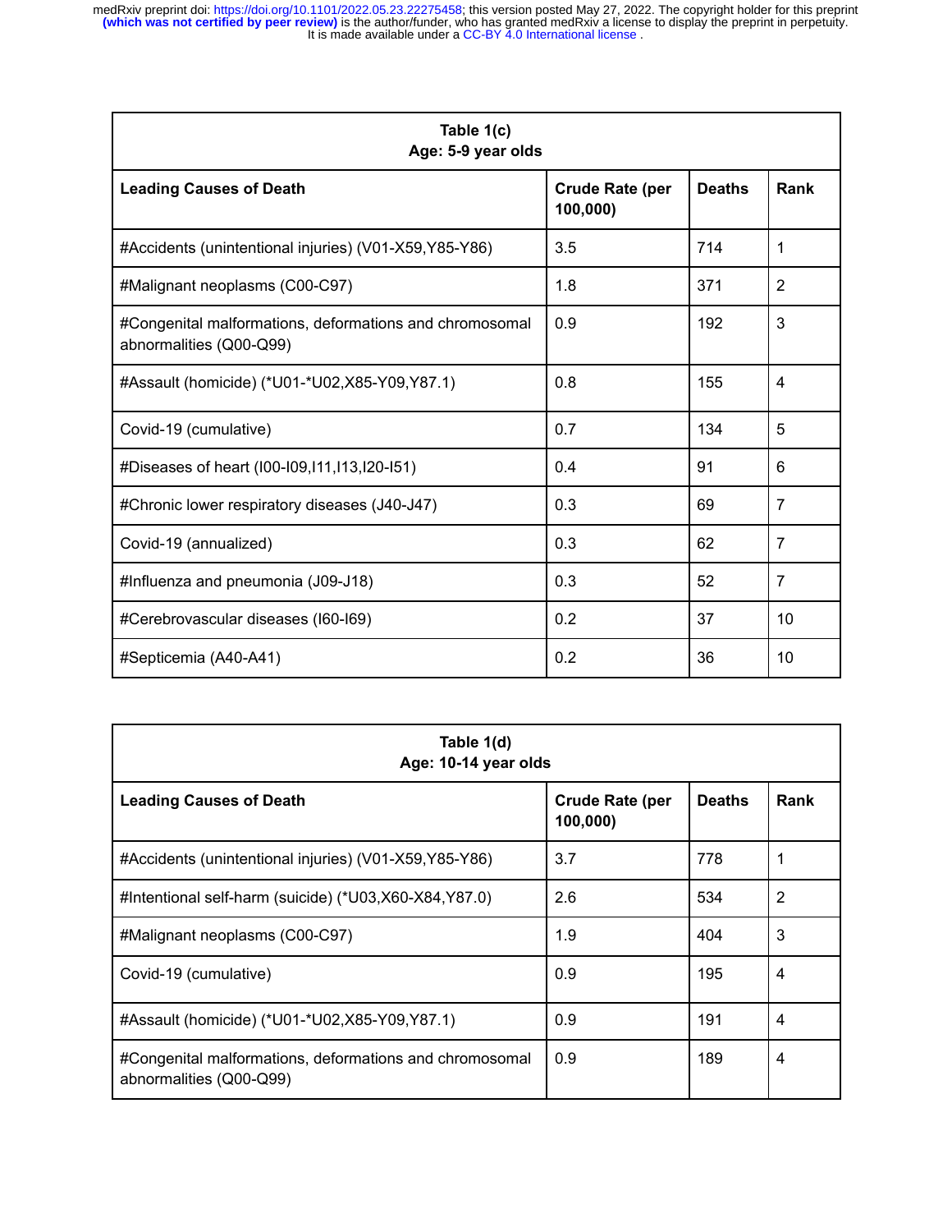| **Table 1(c)**<br>**Age: 5-9 year olds** | | | |
|---|---|---|---|
| **Leading Causes of Death** | **Crude Rate (per 100,000)** | **Deaths** | **Rank** |
| #Accidents (unintentional injuries) (V01-X59,Y85-Y86) | 3.5 | 714 | 1 |
| #Malignant neoplasms (C00-C97) | 1.8 | 371 | 2 |
| #Congenital malformations, deformations and chromosomal abnormalities (Q00-Q99) | 0.9 | 192 | 3 |
| #Assault (homicide) (*U01-*U02,X85-Y09,Y87.1) | 0.8 | 155 | 4 |
| Covid-19 (cumulative) | 0.7 | 134 | 5 |
| #Diseases of heart (I00-I09,I11,I13,I20-I51) | 0.4 | 91 | 6 |
| #Chronic lower respiratory diseases (J40-J47) | 0.3 | 69 | 7 |
| Covid-19 (annualized) | 0.3 | 62 | 7 |
| #Influenza and pneumonia (J09-J18) | 0.3 | 52 | 7 |
| #Cerebrovascular diseases (I60-I69) | 0.2 | 37 | 10 |
| #Septicemia (A40-A41) | 0.2 | 36 | 10 |

| **Table 1(d)**<br>**Age: 10-14 year olds** | | | |
|---|---|---|---|
| **Leading Causes of Death** | **Crude Rate (per 100,000)** | **Deaths** | **Rank** |
| #Accidents (unintentional injuries) (V01-X59,Y85-Y86) | 3.7 | 778 | 1 |
| #Intentional self-harm (suicide) (*U03,X60-X84,Y87.0) | 2.6 | 534 | 2 |
| #Malignant neoplasms (C00-C97) | 1.9 | 404 | 3 |
| Covid-19 (cumulative) | 0.9 | 195 | 4 |
| #Assault (homicide) (*U01-*U02,X85-Y09,Y87.1) | 0.9 | 191 | 4 |
| #Congenital malformations, deformations and chromosomal abnormalities (Q00-Q99) | 0.9 | 189 | 4 |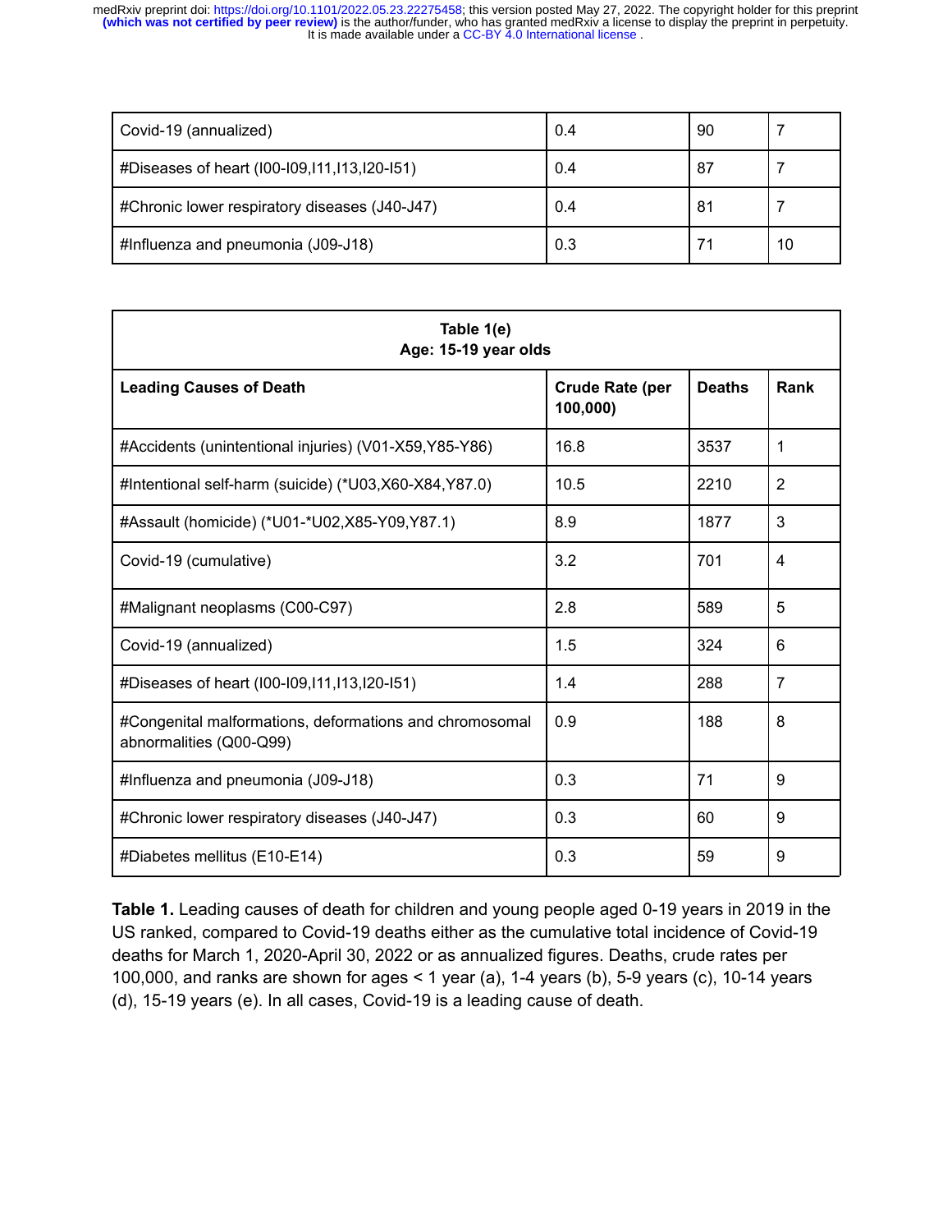| Covid-19 (annualized) | 0.4 | 90 | 7 |
|---|---|---|---|
| #Diseases of heart (I00-I09,I11,I13,I20-I51) | 0.4 | 87 | 7 |
| #Chronic lower respiratory diseases (J40-J47) | 0.4 | 81 | 7 |
| #Influenza and pneumonia (J09-J18) | 0.3 | 71 | 10 |

**Table 1(e)**
**Age: 15-19 year olds**

| Leading Causes of Death | Crude Rate (per 100,000) | Deaths | Rank |
|---|---|---|---|
| #Accidents (unintentional injuries) (V01-X59,Y85-Y86) | 16.8 | 3537 | 1 |
| #Intentional self-harm (suicide) (*U03,X60-X84,Y87.0) | 10.5 | 2210 | 2 |
| #Assault (homicide) (*U01-*U02,X85-Y09,Y87.1) | 8.9 | 1877 | 3 |
| Covid-19 (cumulative) | 3.2 | 701 | 4 |
| #Malignant neoplasms (C00-C97) | 2.8 | 589 | 5 |
| Covid-19 (annualized) | 1.5 | 324 | 6 |
| #Diseases of heart (I00-I09,I11,I13,I20-I51) | 1.4 | 288 | 7 |
| #Congenital malformations, deformations and chromosomal abnormalities (Q00-Q99) | 0.9 | 188 | 8 |
| #Influenza and pneumonia (J09-J18) | 0.3 | 71 | 9 |
| #Chronic lower respiratory diseases (J40-J47) | 0.3 | 60 | 9 |
| #Diabetes mellitus (E10-E14) | 0.3 | 59 | 9 |

**Table 1.** Leading causes of death for children and young people aged 0-19 years in 2019 in the US ranked, compared to Covid-19 deaths either as the cumulative total incidence of Covid-19 deaths for March 1, 2020-April 30, 2022 or as annualized figures. Deaths, crude rates per 100,000, and ranks are shown for ages < 1 year (a), 1-4 years (b), 5-9 years (c), 10-14 years (d), 15-19 years (e). In all cases, Covid-19 is a leading cause of death.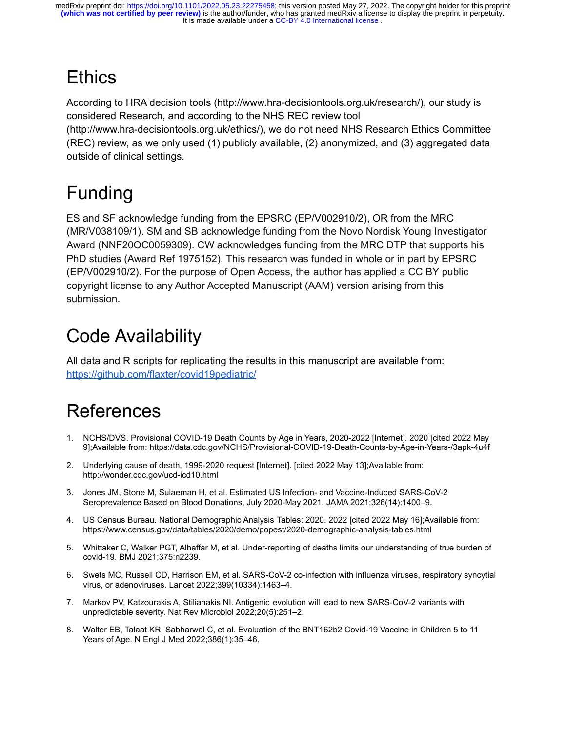# Ethics

According to HRA decision tools (http://www.hra-decisiontools.org.uk/research/), our study is considered Research, and according to the NHS REC review tool (http://www.hra-decisiontools.org.uk/ethics/), we do not need NHS Research Ethics Committee (REC) review, as we only used (1) publicly available, (2) anonymized, and (3) aggregated data outside of clinical settings.

# Funding

ES and SF acknowledge funding from the EPSRC (EP/V002910/2), OR from the MRC (MR/V038109/1). SM and SB acknowledge funding from the Novo Nordisk Young Investigator Award (NNF20OC0059309). CW acknowledges funding from the MRC DTP that supports his PhD studies (Award Ref 1975152). This research was funded in whole or in part by EPSRC (EP/V002910/2). For the purpose of Open Access, the author has applied a CC BY public copyright license to any Author Accepted Manuscript (AAM) version arising from this submission.

# Code Availability

All data and R scripts for replicating the results in this manuscript are available from: https://github.com/flaxter/covid19pediatric/

# References

1. NCHS/DVS. Provisional COVID-19 Death Counts by Age in Years, 2020-2022 [Internet]. 2020 [cited 2022 May 9];Available from: https://data.cdc.gov/NCHS/Provisional-COVID-19-Death-Counts-by-Age-in-Years-/3apk-4u4f
2. Underlying cause of death, 1999-2020 request [Internet]. [cited 2022 May 13];Available from: http://wonder.cdc.gov/ucd-icd10.html
3. Jones JM, Stone M, Sulaeman H, et al. Estimated US Infection- and Vaccine-Induced SARS-CoV-2 Seroprevalence Based on Blood Donations, July 2020-May 2021. JAMA 2021;326(14):1400–9.
4. US Census Bureau. National Demographic Analysis Tables: 2020. 2022 [cited 2022 May 16];Available from: https://www.census.gov/data/tables/2020/demo/popest/2020-demographic-analysis-tables.html
5. Whittaker C, Walker PGT, Alhaffar M, et al. Under-reporting of deaths limits our understanding of true burden of covid-19. BMJ 2021;375:n2239.
6. Swets MC, Russell CD, Harrison EM, et al. SARS-CoV-2 co-infection with influenza viruses, respiratory syncytial virus, or adenoviruses. Lancet 2022;399(10334):1463–4.
7. Markov PV, Katzourakis A, Stilianakis NI. Antigenic evolution will lead to new SARS-CoV-2 variants with unpredictable severity. Nat Rev Microbiol 2022;20(5):251–2.
8. Walter EB, Talaat KR, Sabharwal C, et al. Evaluation of the BNT162b2 Covid-19 Vaccine in Children 5 to 11 Years of Age. N Engl J Med 2022;386(1):35–46.